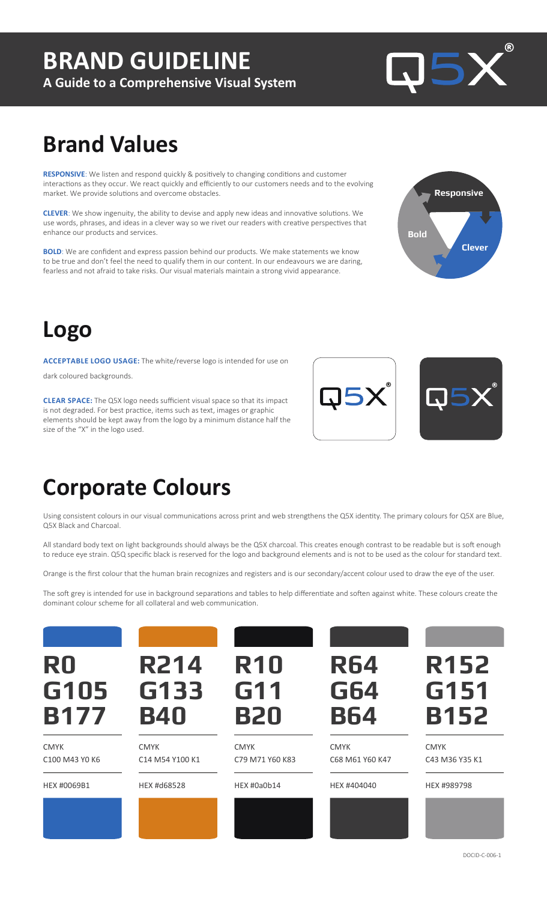# BRAND GUIDELINE

**A Guide to a Comprehensive Visual System**

## Brand Values

**RESPONSIVE**: We listen and respond quickly & positively to changing conditions and customer interactions as they occur. We react quickly and efficiently to our customers needs and to the evolving market. We provide solutions and overcome obstacles.

**CLEVER**: We show ingenuity, the ability to devise and apply new ideas and innovative solutions. We use words, phrases, and ideas in a clever way so we rivet our readers with creative perspectives that enhance our products and services.

**BOLD**: We are confident and express passion behind our products. We make statements we know to be true and don't feel the need to qualify them in our content. In our endeavours we are daring, fearless and not afraid to take risks. Our visual materials maintain a strong vivid appearance.

## Logo

**ACCEPTABLE LOGO USAGE:** The white/reverse logo is intended for use on dark coloured backgrounds.

**CLEAR SPACE:** The Q5X logo needs sufficient visual space so that its impact is not degraded. For best practice, items such as text, images or graphic elements should be kept away from the logo by a minimum distance half the size of the "X" in the logo used.

## Corporate Colours

Using consistent colours in our visual communications across print and web strengthens the Q5X identity. The primary colours for Q5X are Blue, Q5X Black and Charcoal.

All standard body text on light backgrounds should always be the Q5X charcoal. This creates enough contrast to be readable but is soft enough to reduce eye strain. Q5Q specific black is reserved for the logo and background elements and is not to be used as the colour for standard text.

Orange is the first colour that the human brain recognizes and registers and is our secondary/accent colour used to draw the eye of the user.

The soft grey is intended for use in background separations and tables to help differentiate and soften against white. These colours create the dominant colour scheme for all collateral and web communication.

| R0 G105 B177 | R214 G133 B40 | R10 G11 B20 | R64 G64 B64 | R152 G151 B152 |
|---|---|---|---|---|
| CMYK C100 M43 Y0 K6 | CMYK C14 M54 Y100 K1 | CMYK C79 M71 Y60 K83 | CMYK C68 M61 Y60 K47 | CMYK C43 M36 Y35 K1 |
| HEX #0069B1 | HEX #d68528 | HEX #0a0b14 | HEX #404040 | HEX #989798 |

DOCID-C-006-1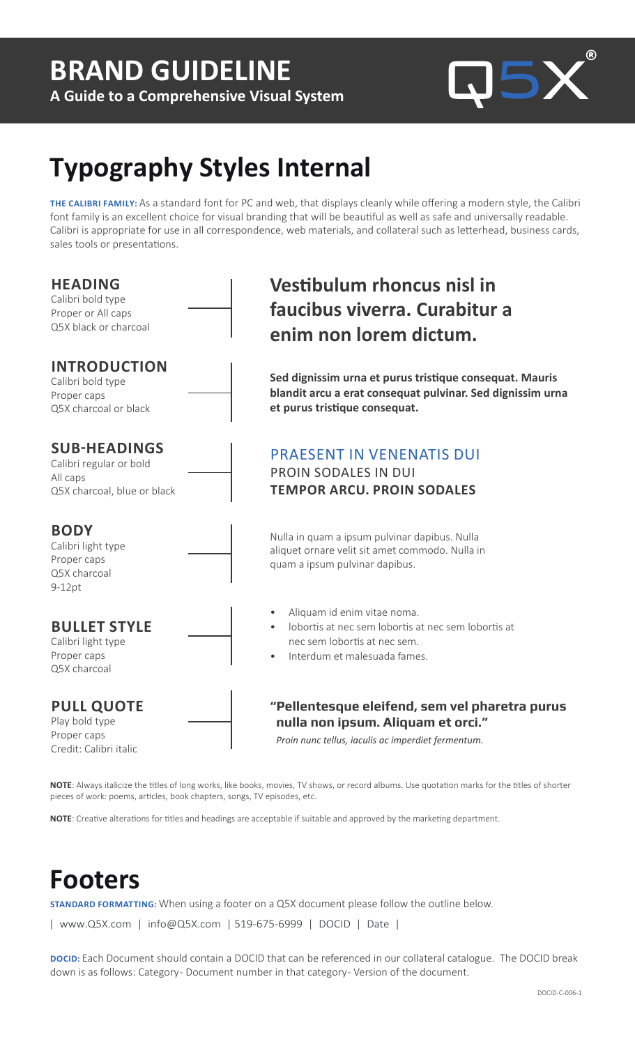# BRAND GUIDELINE

**A Guide to a Comprehensive Visual System**

Q5X®

## Typography Styles Internal

**THE CALIBRI FAMILY:** As a standard font for PC and web, that displays cleanly while offering a modern style, the Calibri font family is an excellent choice for visual branding that will be beautiful as well as safe and universally readable. Calibri is appropriate for use in all correspondence, web materials, and collateral such as letterhead, business cards, sales tools or presentations.

**HEADING**
Calibri bold type
Proper or All caps
Q5X black or charcoal

**Vestibulum rhoncus nisl in faucibus viverra. Curabitur a enim non lorem dictum.**

**INTRODUCTION**
Calibri bold type
Proper caps
Q5X charcoal or black

**Sed dignissim urna et purus tristique consequat. Mauris blandit arcu a erat consequat pulvinar. Sed dignissim urna et purus tristique consequat.**

**SUB-HEADINGS**
Calibri regular or bold
All caps
Q5X charcoal, blue or black

PRAESENT IN VENENATIS DUI
PROIN SODALES IN DUI
**TEMPOR ARCU. PROIN SODALES**

**BODY**
Calibri light type
Proper caps
Q5X charcoal
9-12pt

Nulla in quam a ipsum pulvinar dapibus. Nulla aliquet ornare velit sit amet commodo. Nulla in quam a ipsum pulvinar dapibus.

**BULLET STYLE**
Calibri light type
Proper caps
Q5X charcoal

- Aliquam id enim vitae noma.
- lobortis at nec sem lobortis at nec sem lobortis at nec sem lobortis at nec sem.
- Interdum et malesuada fames.

**PULL QUOTE**
Play bold type
Proper caps
Credit: Calibri italic

**"Pellentesque eleifend, sem vel pharetra purus nulla non ipsum. Aliquam et orci."**
*Proin nunc tellus, iaculis ac imperdiet fermentum.*

**NOTE**: Always italicize the titles of long works, like books, movies, TV shows, or record albums. Use quotation marks for the titles of shorter pieces of work: poems, articles, book chapters, songs, TV episodes, etc.

**NOTE**: Creative alterations for titles and headings are acceptable if suitable and approved by the marketing department.

## Footers

**STANDARD FORMATTING:** When using a footer on a Q5X document please follow the outline below.

| www.Q5X.com | info@Q5X.com | 519-675-6999 | DOCID | Date |

**DOCID:** Each Document should contain a DOCID that can be referenced in our collateral catalogue. The DOCID break down is as follows: Category- Document number in that category- Version of the document.

DOCID-C-006-1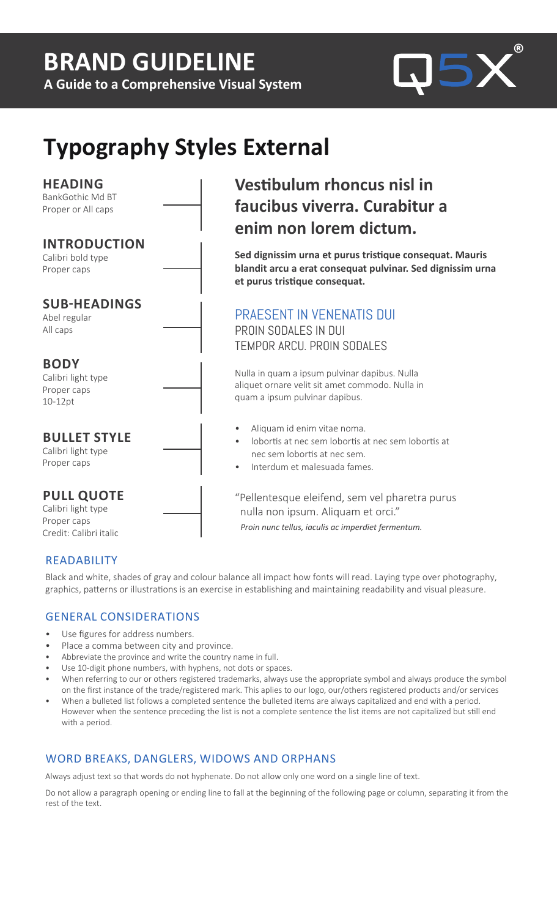# BRAND GUIDELINE

**A Guide to a Comprehensive Visual System**

Q5X®

# Typography Styles External

| | |
|---|---|
| **HEADING**<br>BankGothic Md BT<br>Proper or All caps | **Vestibulum rhoncus nisl in faucibus viverra. Curabitur a enim non lorem dictum.** |
| **INTRODUCTION**<br>Calibri bold type<br>Proper caps | **Sed dignissim urna et purus tristique consequat. Mauris blandit arcu a erat consequat pulvinar. Sed dignissim urna et purus tristique consequat.** |
| **SUB-HEADINGS**<br>Abel regular<br>All caps | PRAESENT IN VENENATIS DUI<br>PROIN SODALES IN DUI<br>TEMPOR ARCU. PROIN SODALES |
| **BODY**<br>Calibri light type<br>Proper caps<br>10-12pt | Nulla in quam a ipsum pulvinar dapibus. Nulla aliquet ornare velit sit amet commodo. Nulla in quam a ipsum pulvinar dapibus. |
| **BULLET STYLE**<br>Calibri light type<br>Proper caps | • Aliquam id enim vitae noma.<br>• lobortis at nec sem lobortis at nec sem lobortis at nec sem lobortis at nec sem.<br>• Interdum et malesuada fames. |
| **PULL QUOTE**<br>Calibri light type<br>Proper caps<br>Credit: Calibri italic | "Pellentesque eleifend, sem vel pharetra purus nulla non ipsum. Aliquam et orci."<br>*Proin nunc tellus, iaculis ac imperdiet fermentum.* |

## READABILITY

Black and white, shades of gray and colour balance all impact how fonts will read. Laying type over photography, graphics, patterns or illustrations is an exercise in establishing and maintaining readability and visual pleasure.

## GENERAL CONSIDERATIONS

- Use figures for address numbers.
- Place a comma between city and province.
- Abbreviate the province and write the country name in full.
- Use 10-digit phone numbers, with hyphens, not dots or spaces.
- When referring to our or others registered trademarks, always use the appropriate symbol and always produce the symbol on the first instance of the trade/registered mark. This aplies to our logo, our/others registered products and/or services
- When a bulleted list follows a completed sentence the bulleted items are always capitalized and end with a period. However when the sentence preceding the list is not a complete sentence the list items are not capitalized but still end with a period.

## WORD BREAKS, DANGLERS, WIDOWS AND ORPHANS

Always adjust text so that words do not hyphenate. Do not allow only one word on a single line of text.

Do not allow a paragraph opening or ending line to fall at the beginning of the following page or column, separating it from the rest of the text.